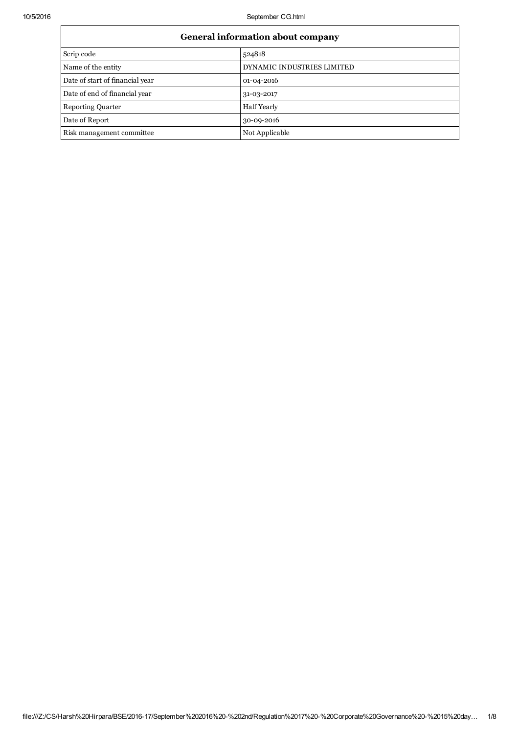| General information about company | |
|---|---|
| Scrip code | 524818 |
| Name of the entity | DYNAMIC INDUSTRIES LIMITED |
| Date of start of financial year | 01-04-2016 |
| Date of end of financial year | 31-03-2017 |
| Reporting Quarter | Half Yearly |
| Date of Report | 30-09-2016 |
| Risk management committee | Not Applicable |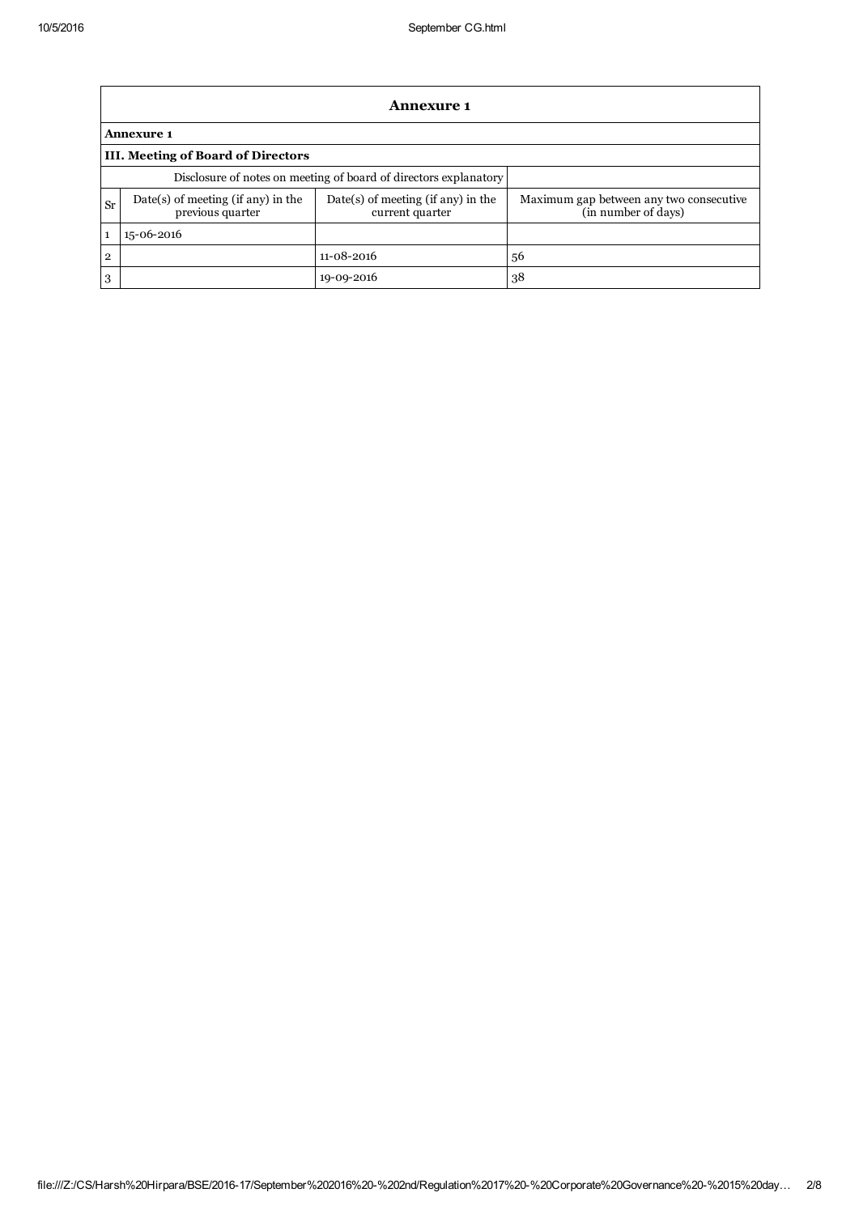# Annexure 1

**Annexure 1**

**III. Meeting of Board of Directors**

| Disclosure of notes on meeting of board of directors explanatory | | | |
|---|---|---|---|
| Sr | Date(s) of meeting (if any) in the previous quarter | Date(s) of meeting (if any) in the current quarter | Maximum gap between any two consecutive (in number of days) |
| 1 | 15-06-2016 | | |
| 2 | | 11-08-2016 | 56 |
| 3 | | 19-09-2016 | 38 |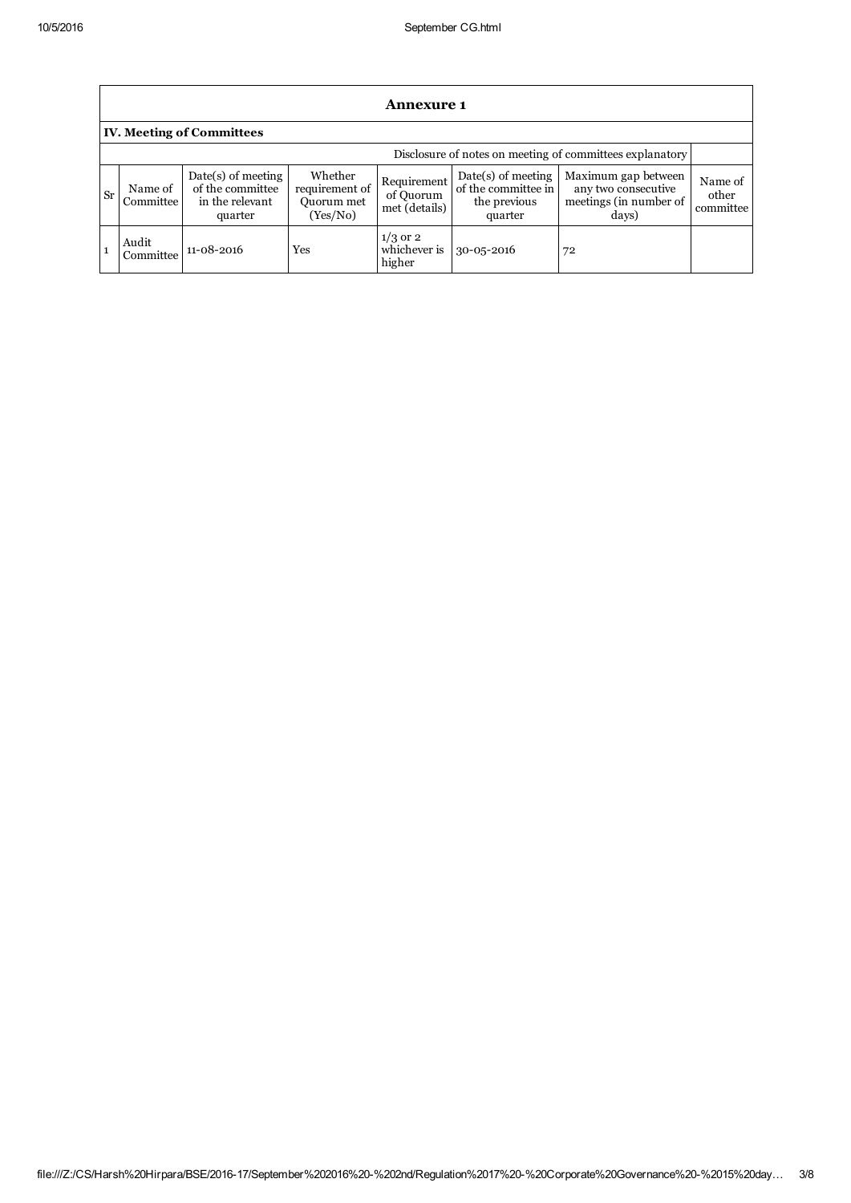## Annexure 1

### IV. Meeting of Committees

Disclosure of notes on meeting of committees explanatory

| Sr | Name of Committee | Date(s) of meeting of the committee in the relevant quarter | Whether requirement of Quorum met (Yes/No) | Requirement of Quorum met (details) | Date(s) of meeting of the committee in the previous quarter | Maximum gap between any two consecutive meetings (in number of days) | Name of other committee |
|---|---|---|---|---|---|---|---|
| 1 | Audit Committee | 11-08-2016 | Yes | 1/3 or 2 whichever is higher | 30-05-2016 | 72 | |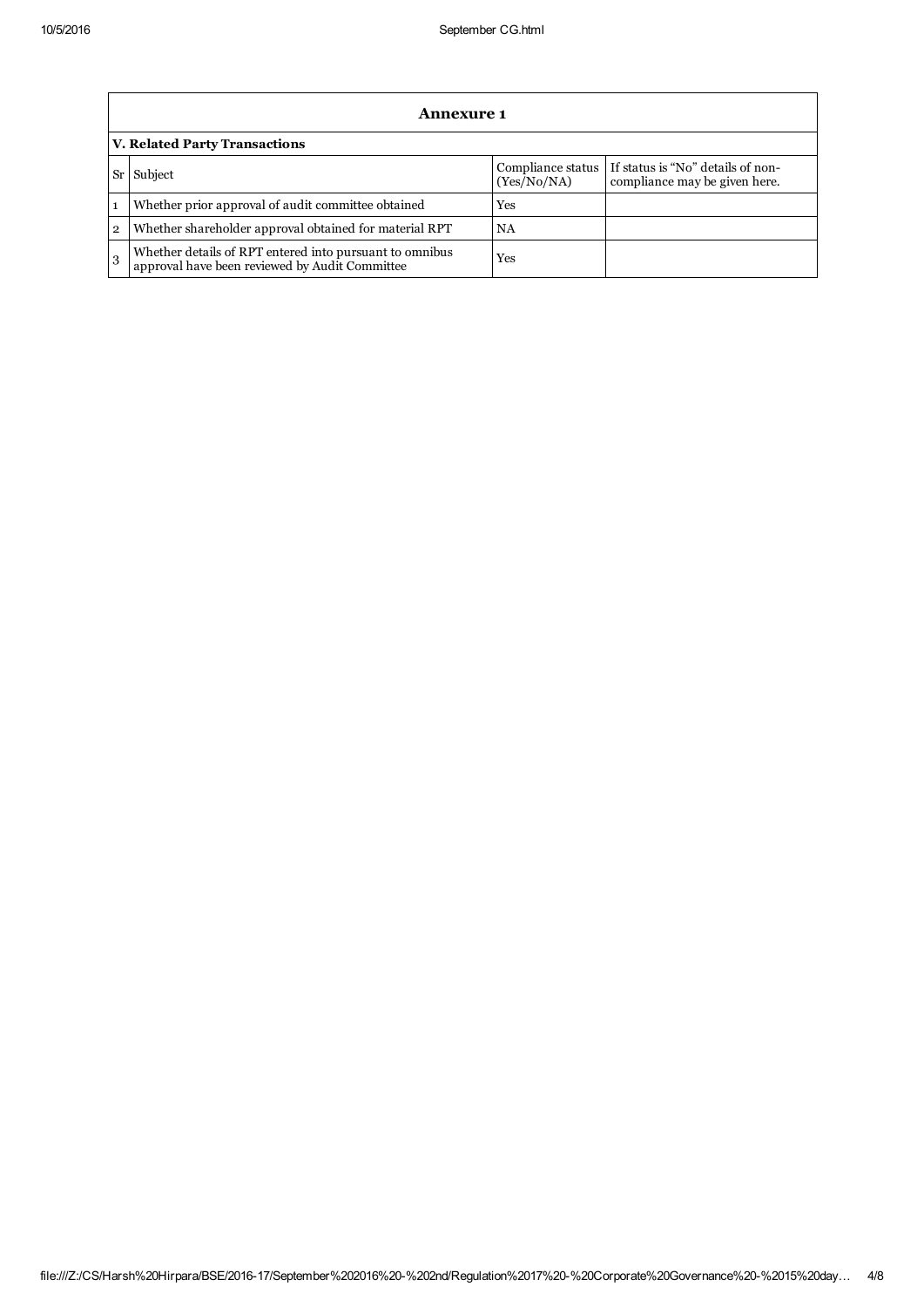## Annexure 1

### V. Related Party Transactions

| Sr | Subject | Compliance status (Yes/No/NA) | If status is "No" details of non-compliance may be given here. |
|---|---|---|---|
| 1 | Whether prior approval of audit committee obtained | Yes | |
| 2 | Whether shareholder approval obtained for material RPT | NA | |
| 3 | Whether details of RPT entered into pursuant to omnibus approval have been reviewed by Audit Committee | Yes | |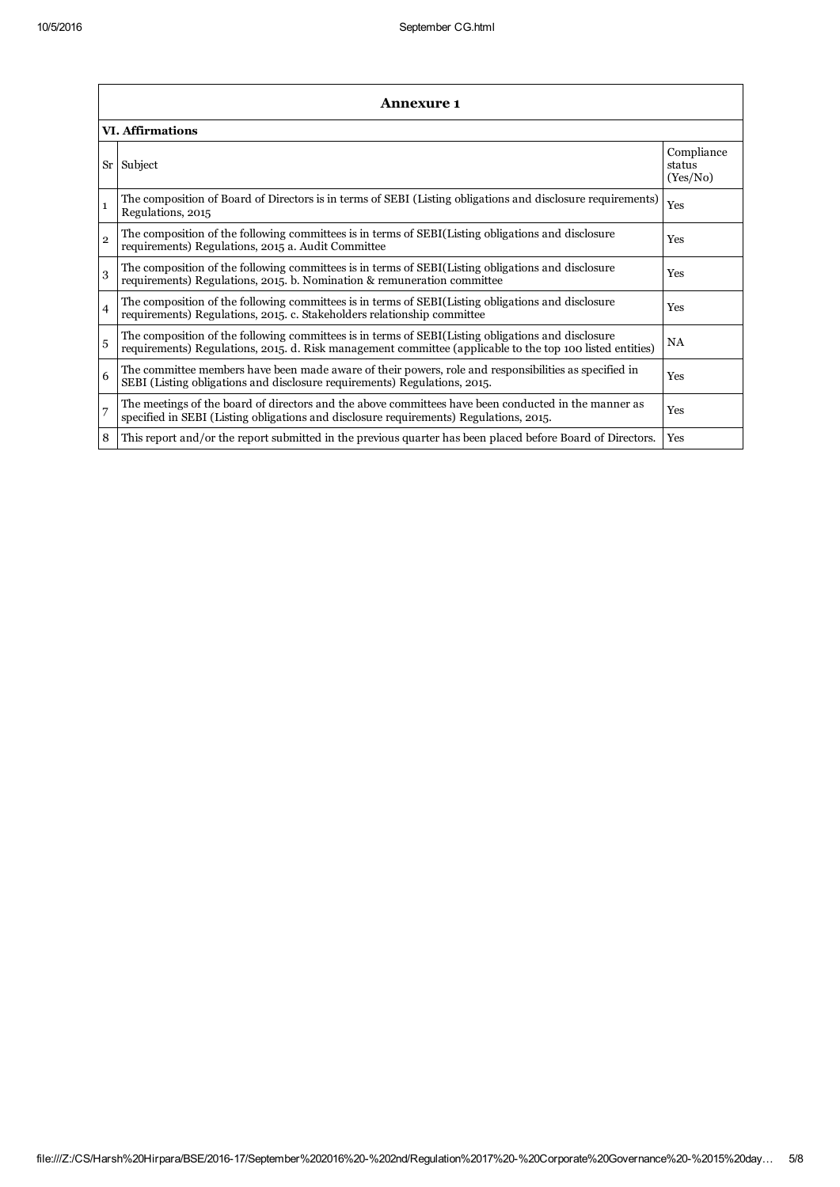## Annexure 1

### VI. Affirmations

| Sr | Subject | Compliance status (Yes/No) |
|---|---|---|
| 1 | The composition of Board of Directors is in terms of SEBI (Listing obligations and disclosure requirements) Regulations, 2015 | Yes |
| 2 | The composition of the following committees is in terms of SEBI(Listing obligations and disclosure requirements) Regulations, 2015 a. Audit Committee | Yes |
| 3 | The composition of the following committees is in terms of SEBI(Listing obligations and disclosure requirements) Regulations, 2015. b. Nomination & remuneration committee | Yes |
| 4 | The composition of the following committees is in terms of SEBI(Listing obligations and disclosure requirements) Regulations, 2015. c. Stakeholders relationship committee | Yes |
| 5 | The composition of the following committees is in terms of SEBI(Listing obligations and disclosure requirements) Regulations, 2015. d. Risk management committee (applicable to the top 100 listed entities) | NA |
| 6 | The committee members have been made aware of their powers, role and responsibilities as specified in SEBI (Listing obligations and disclosure requirements) Regulations, 2015. | Yes |
| 7 | The meetings of the board of directors and the above committees have been conducted in the manner as specified in SEBI (Listing obligations and disclosure requirements) Regulations, 2015. | Yes |
| 8 | This report and/or the report submitted in the previous quarter has been placed before Board of Directors. | Yes |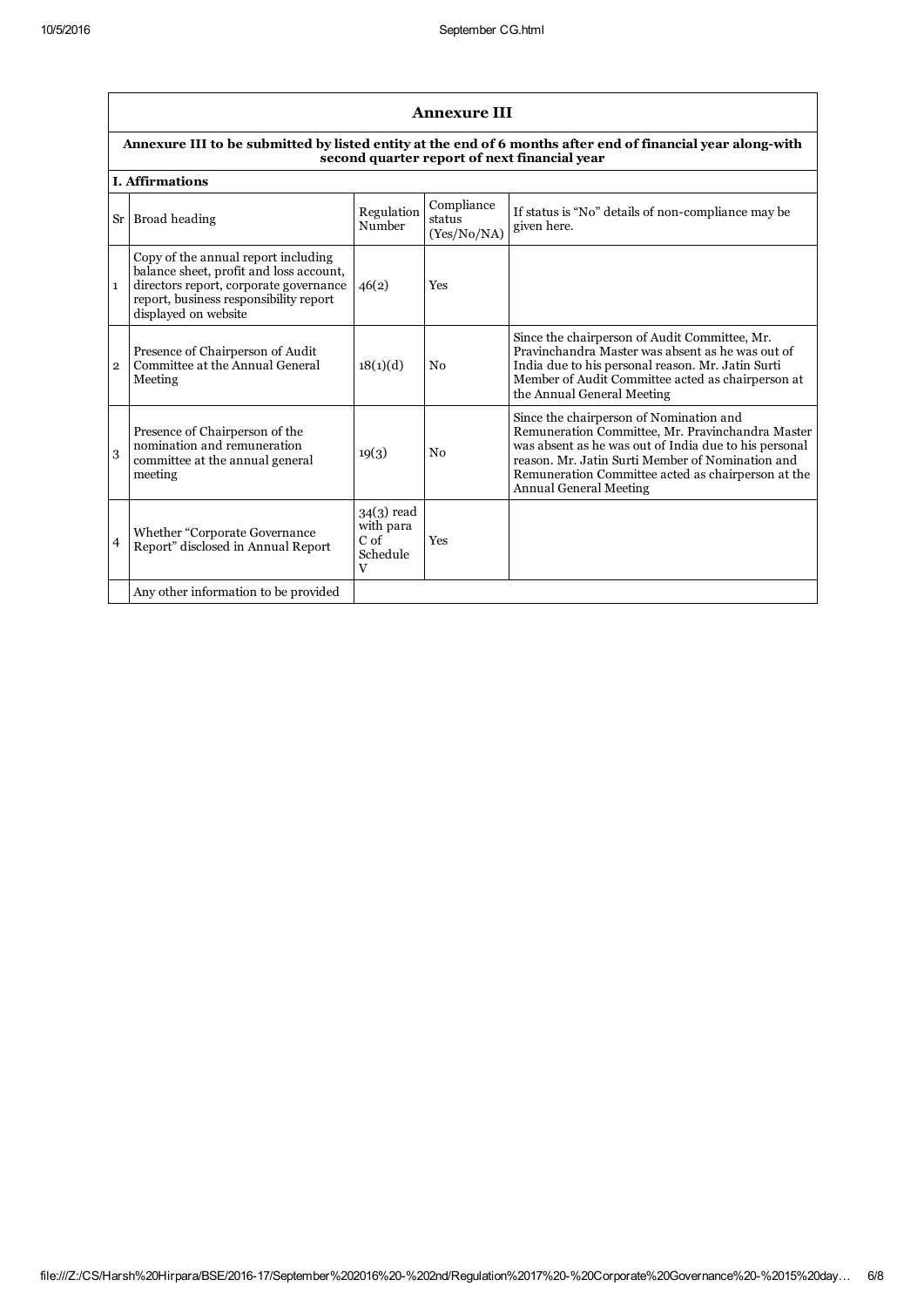## Annexure III

**Annexure III to be submitted by listed entity at the end of 6 months after end of financial year along-with second quarter report of next financial year**

**I. Affirmations**

| Sr | Broad heading | Regulation Number | Compliance status (Yes/No/NA) | If status is "No" details of non-compliance may be given here. |
|---|---|---|---|---|
| 1 | Copy of the annual report including balance sheet, profit and loss account, directors report, corporate governance report, business responsibility report displayed on website | 46(2) | Yes | |
| 2 | Presence of Chairperson of Audit Committee at the Annual General Meeting | 18(1)(d) | No | Since the chairperson of Audit Committee, Mr. Pravinchandra Master was absent as he was out of India due to his personal reason. Mr. Jatin Surti Member of Audit Committee acted as chairperson at the Annual General Meeting |
| 3 | Presence of Chairperson of the nomination and remuneration committee at the annual general meeting | 19(3) | No | Since the chairperson of Nomination and Remuneration Committee, Mr. Pravinchandra Master was absent as he was out of India due to his personal reason. Mr. Jatin Surti Member of Nomination and Remuneration Committee acted as chairperson at the Annual General Meeting |
| 4 | Whether "Corporate Governance Report" disclosed in Annual Report | 34(3) read with para C of Schedule V | Yes | |
| | Any other information to be provided | | | |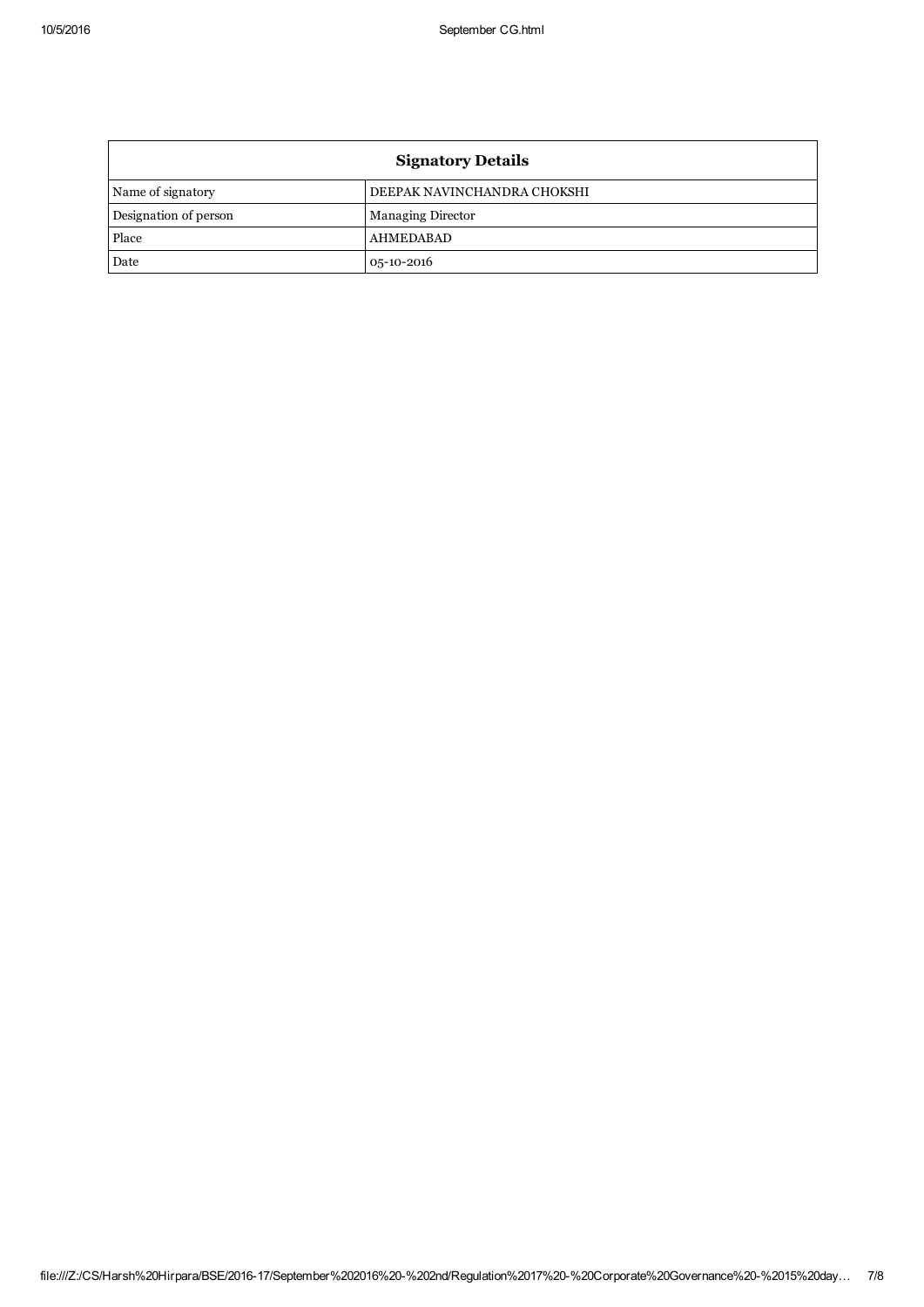| Signatory Details | |
|---|---|
| Name of signatory | DEEPAK NAVINCHANDRA CHOKSHI |
| Designation of person | Managing Director |
| Place | AHMEDABAD |
| Date | 05-10-2016 |